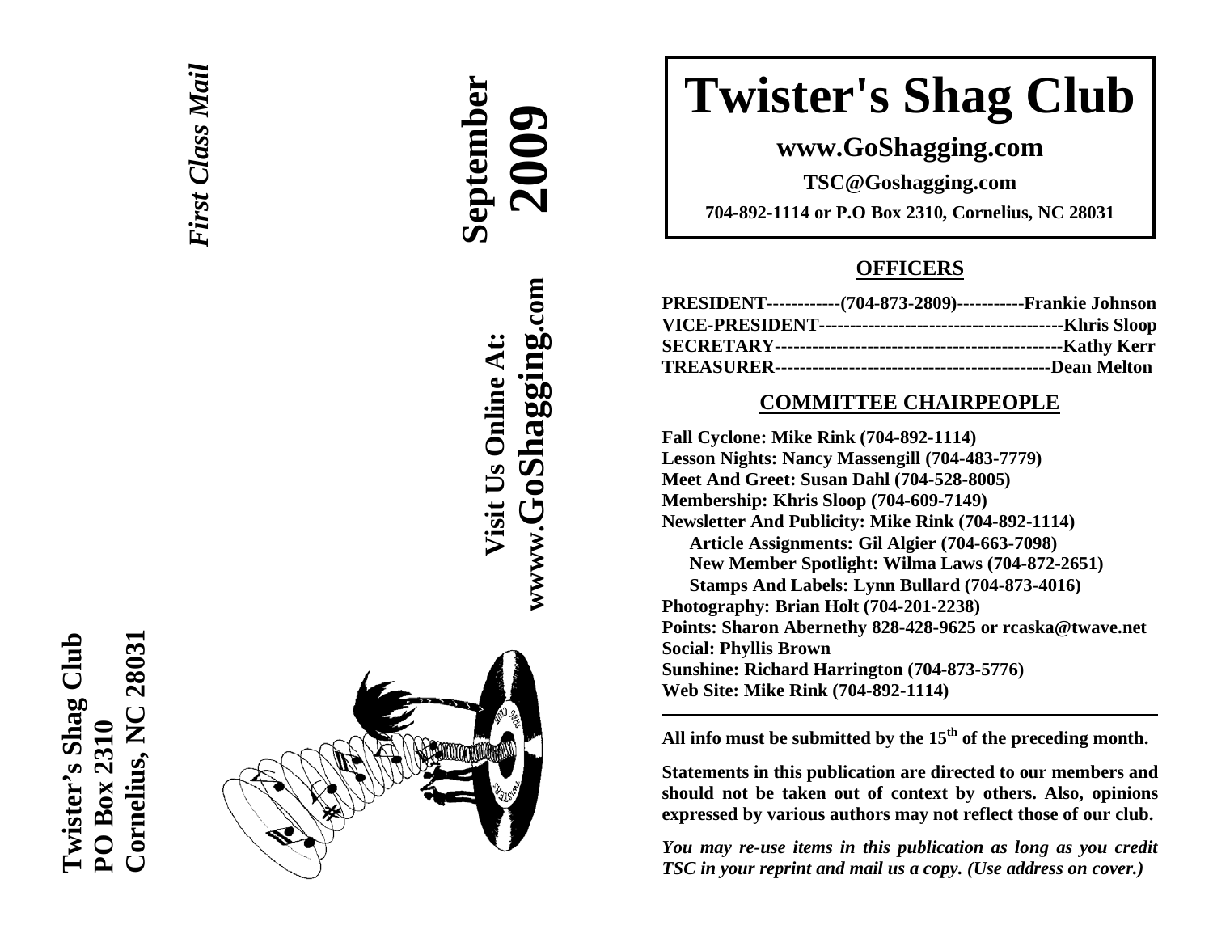*First Class Mail*

**September 2009**

**Visit Us Online At: www.GoShagging.com**

**Twister's Shag Club**
**PO Box 2310**
**Cornelius, NC 28031**

# Twister's Shag Club

**www.GoShagging.com**

**TSC@Goshagging.com**

**704-892-1114 or P.O Box 2310, Cornelius, NC 28031**

## OFFICERS

**PRESIDENT------------(704-873-2809)-----------Frankie Johnson**
**VICE-PRESIDENT---------------------------------------Khris Sloop**
**SECRETARY----------------------------------------------Kathy Kerr**
**TREASURER--------------------------------------------Dean Melton**

## COMMITTEE CHAIRPEOPLE

**Fall Cyclone: Mike Rink (704-892-1114)**
**Lesson Nights: Nancy Massengill (704-483-7779)**
**Meet And Greet: Susan Dahl (704-528-8005)**
**Membership: Khris Sloop (704-609-7149)**
**Newsletter And Publicity: Mike Rink (704-892-1114)**
- **Article Assignments: Gil Algier (704-663-7098)**
- **New Member Spotlight: Wilma Laws (704-872-2651)**
- **Stamps And Labels: Lynn Bullard (704-873-4016)**

**Photography: Brian Holt (704-201-2238)**
**Points: Sharon Abernethy 828-428-9625 or rcaska@twave.net**
**Social: Phyllis Brown**
**Sunshine: Richard Harrington (704-873-5776)**
**Web Site: Mike Rink (704-892-1114)**

---

**All info must be submitted by the 15th of the preceding month.**

**Statements in this publication are directed to our members and should not be taken out of context by others. Also, opinions expressed by various authors may not reflect those of our club.**

***You may re-use items in this publication as long as you credit TSC in your reprint and mail us a copy. (Use address on cover.)***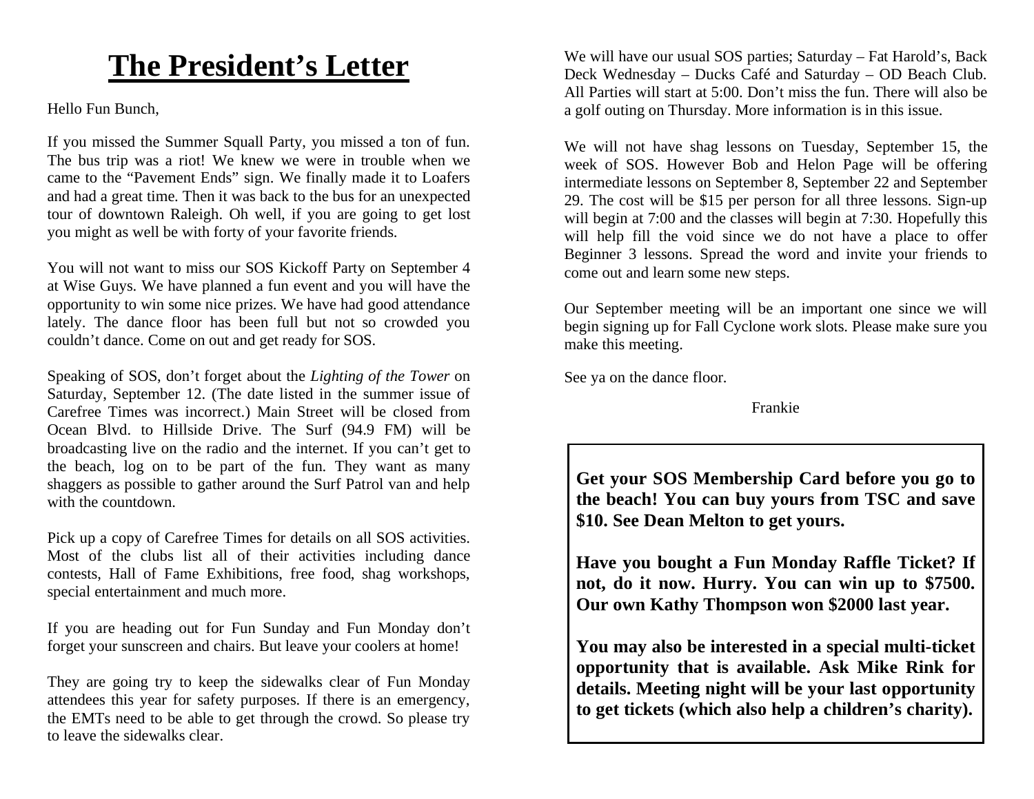# The President's Letter

Hello Fun Bunch,

If you missed the Summer Squall Party, you missed a ton of fun. The bus trip was a riot! We knew we were in trouble when we came to the "Pavement Ends" sign. We finally made it to Loafers and had a great time. Then it was back to the bus for an unexpected tour of downtown Raleigh. Oh well, if you are going to get lost you might as well be with forty of your favorite friends.

You will not want to miss our SOS Kickoff Party on September 4 at Wise Guys. We have planned a fun event and you will have the opportunity to win some nice prizes. We have had good attendance lately. The dance floor has been full but not so crowded you couldn't dance. Come on out and get ready for SOS.

Speaking of SOS, don't forget about the *Lighting of the Tower* on Saturday, September 12. (The date listed in the summer issue of Carefree Times was incorrect.) Main Street will be closed from Ocean Blvd. to Hillside Drive. The Surf (94.9 FM) will be broadcasting live on the radio and the internet. If you can't get to the beach, log on to be part of the fun. They want as many shaggers as possible to gather around the Surf Patrol van and help with the countdown.

Pick up a copy of Carefree Times for details on all SOS activities. Most of the clubs list all of their activities including dance contests, Hall of Fame Exhibitions, free food, shag workshops, special entertainment and much more.

If you are heading out for Fun Sunday and Fun Monday don't forget your sunscreen and chairs. But leave your coolers at home!

They are going try to keep the sidewalks clear of Fun Monday attendees this year for safety purposes. If there is an emergency, the EMTs need to be able to get through the crowd. So please try to leave the sidewalks clear.

We will have our usual SOS parties; Saturday – Fat Harold's, Back Deck Wednesday – Ducks Café and Saturday – OD Beach Club. All Parties will start at 5:00. Don't miss the fun. There will also be a golf outing on Thursday. More information is in this issue.

We will not have shag lessons on Tuesday, September 15, the week of SOS. However Bob and Helon Page will be offering intermediate lessons on September 8, September 22 and September 29. The cost will be $15 per person for all three lessons. Sign-up will begin at 7:00 and the classes will begin at 7:30. Hopefully this will help fill the void since we do not have a place to offer Beginner 3 lessons. Spread the word and invite your friends to come out and learn some new steps.

Our September meeting will be an important one since we will begin signing up for Fall Cyclone work slots. Please make sure you make this meeting.

See ya on the dance floor.

Frankie

**Get your SOS Membership Card before you go to the beach! You can buy yours from TSC and save $10. See Dean Melton to get yours.**

**Have you bought a Fun Monday Raffle Ticket? If not, do it now. Hurry. You can win up to $7500. Our own Kathy Thompson won $2000 last year.**

**You may also be interested in a special multi-ticket opportunity that is available. Ask Mike Rink for details. Meeting night will be your last opportunity to get tickets (which also help a children's charity).**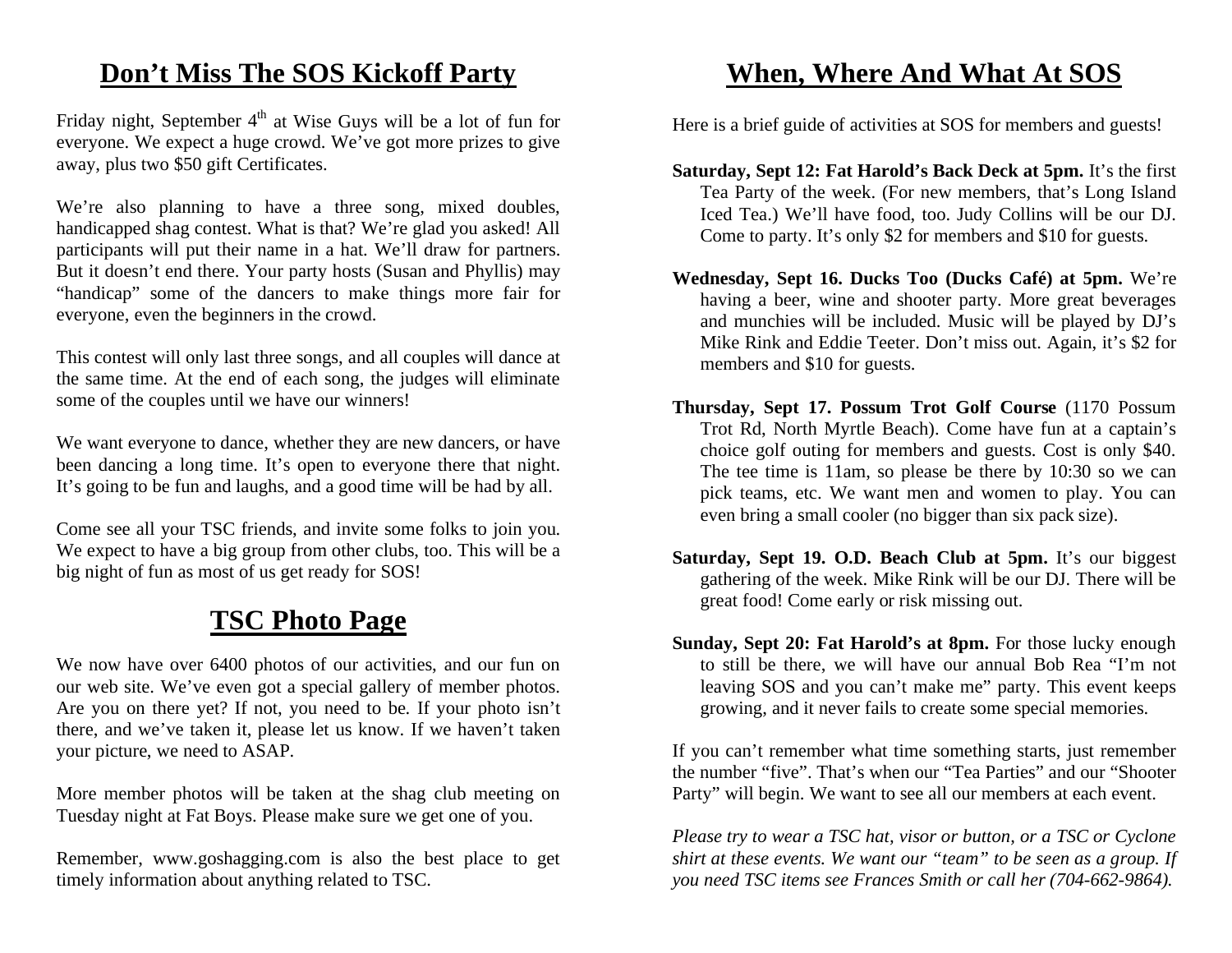## Don't Miss The SOS Kickoff Party

Friday night, September 4th at Wise Guys will be a lot of fun for everyone. We expect a huge crowd. We've got more prizes to give away, plus two $50 gift Certificates.

We're also planning to have a three song, mixed doubles, handicapped shag contest. What is that? We're glad you asked! All participants will put their name in a hat. We'll draw for partners. But it doesn't end there. Your party hosts (Susan and Phyllis) may "handicap" some of the dancers to make things more fair for everyone, even the beginners in the crowd.

This contest will only last three songs, and all couples will dance at the same time. At the end of each song, the judges will eliminate some of the couples until we have our winners!

We want everyone to dance, whether they are new dancers, or have been dancing a long time. It's open to everyone there that night. It's going to be fun and laughs, and a good time will be had by all.

Come see all your TSC friends, and invite some folks to join you. We expect to have a big group from other clubs, too. This will be a big night of fun as most of us get ready for SOS!

## TSC Photo Page

We now have over 6400 photos of our activities, and our fun on our web site. We've even got a special gallery of member photos. Are you on there yet? If not, you need to be. If your photo isn't there, and we've taken it, please let us know. If we haven't taken your picture, we need to ASAP.

More member photos will be taken at the shag club meeting on Tuesday night at Fat Boys. Please make sure we get one of you.

Remember, www.goshagging.com is also the best place to get timely information about anything related to TSC.

## When, Where And What At SOS

Here is a brief guide of activities at SOS for members and guests!

**Saturday, Sept 12: Fat Harold's Back Deck at 5pm.** It's the first Tea Party of the week. (For new members, that's Long Island Iced Tea.) We'll have food, too. Judy Collins will be our DJ. Come to party. It's only $2 for members and $10 for guests.

**Wednesday, Sept 16. Ducks Too (Ducks Café) at 5pm.** We're having a beer, wine and shooter party. More great beverages and munchies will be included. Music will be played by DJ's Mike Rink and Eddie Teeter. Don't miss out. Again, it's $2 for members and $10 for guests.

**Thursday, Sept 17. Possum Trot Golf Course** (1170 Possum Trot Rd, North Myrtle Beach). Come have fun at a captain's choice golf outing for members and guests. Cost is only $40. The tee time is 11am, so please be there by 10:30 so we can pick teams, etc. We want men and women to play. You can even bring a small cooler (no bigger than six pack size).

**Saturday, Sept 19. O.D. Beach Club at 5pm.** It's our biggest gathering of the week. Mike Rink will be our DJ. There will be great food! Come early or risk missing out.

**Sunday, Sept 20: Fat Harold's at 8pm.** For those lucky enough to still be there, we will have our annual Bob Rea "I'm not leaving SOS and you can't make me" party. This event keeps growing, and it never fails to create some special memories.

If you can't remember what time something starts, just remember the number "five". That's when our "Tea Parties" and our "Shooter Party" will begin. We want to see all our members at each event.

*Please try to wear a TSC hat, visor or button, or a TSC or Cyclone shirt at these events. We want our "team" to be seen as a group. If you need TSC items see Frances Smith or call her (704-662-9864).*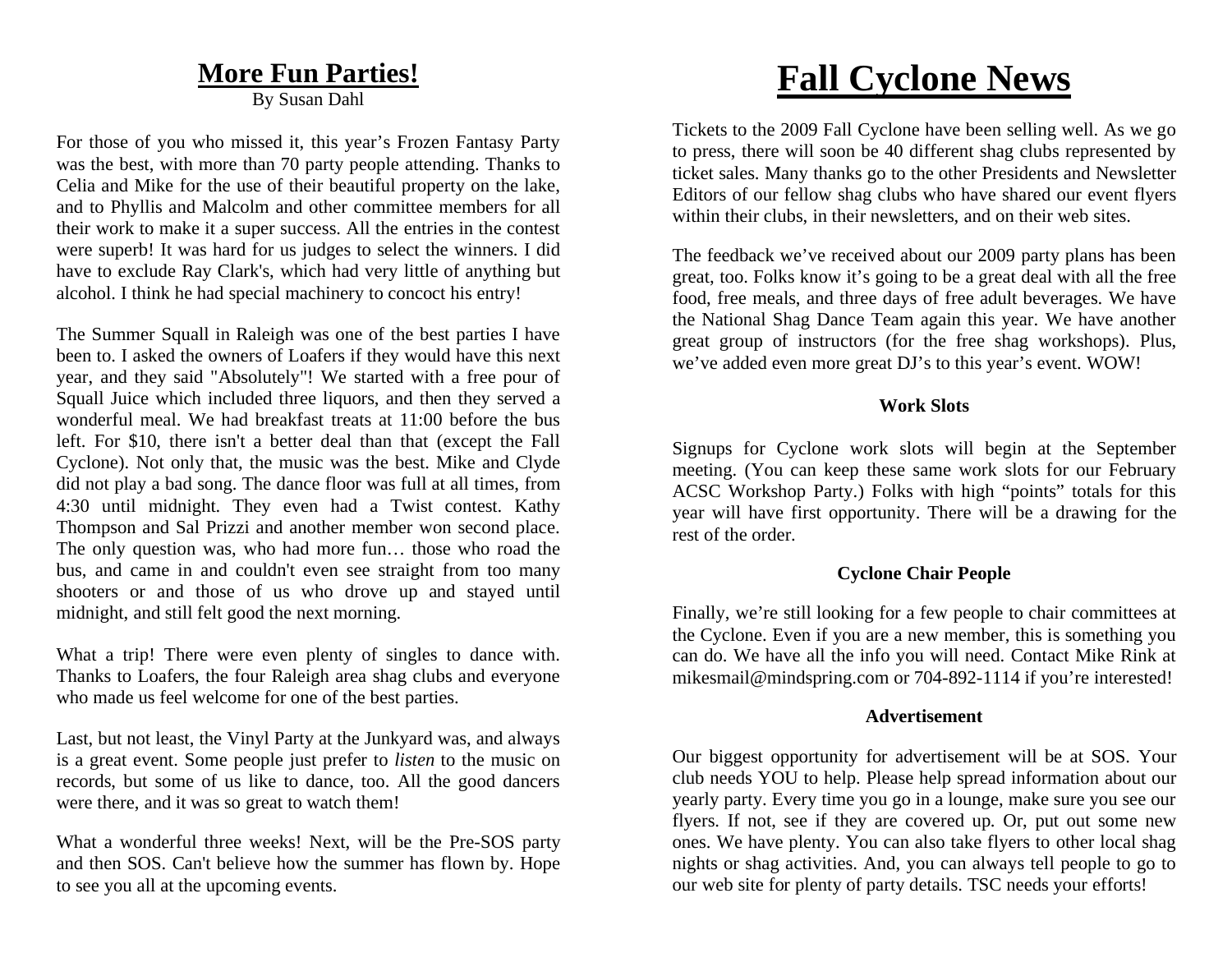## More Fun Parties!

By Susan Dahl

For those of you who missed it, this year's Frozen Fantasy Party was the best, with more than 70 party people attending. Thanks to Celia and Mike for the use of their beautiful property on the lake, and to Phyllis and Malcolm and other committee members for all their work to make it a super success. All the entries in the contest were superb! It was hard for us judges to select the winners. I did have to exclude Ray Clark's, which had very little of anything but alcohol. I think he had special machinery to concoct his entry!

The Summer Squall in Raleigh was one of the best parties I have been to. I asked the owners of Loafers if they would have this next year, and they said "Absolutely"! We started with a free pour of Squall Juice which included three liquors, and then they served a wonderful meal. We had breakfast treats at 11:00 before the bus left. For $10, there isn't a better deal than that (except the Fall Cyclone). Not only that, the music was the best. Mike and Clyde did not play a bad song. The dance floor was full at all times, from 4:30 until midnight. They even had a Twist contest. Kathy Thompson and Sal Prizzi and another member won second place. The only question was, who had more fun… those who road the bus, and came in and couldn't even see straight from too many shooters or and those of us who drove up and stayed until midnight, and still felt good the next morning.

What a trip! There were even plenty of singles to dance with. Thanks to Loafers, the four Raleigh area shag clubs and everyone who made us feel welcome for one of the best parties.

Last, but not least, the Vinyl Party at the Junkyard was, and always is a great event. Some people just prefer to *listen* to the music on records, but some of us like to dance, too. All the good dancers were there, and it was so great to watch them!

What a wonderful three weeks! Next, will be the Pre-SOS party and then SOS. Can't believe how the summer has flown by. Hope to see you all at the upcoming events.

# Fall Cyclone News

Tickets to the 2009 Fall Cyclone have been selling well. As we go to press, there will soon be 40 different shag clubs represented by ticket sales. Many thanks go to the other Presidents and Newsletter Editors of our fellow shag clubs who have shared our event flyers within their clubs, in their newsletters, and on their web sites.

The feedback we've received about our 2009 party plans has been great, too. Folks know it's going to be a great deal with all the free food, free meals, and three days of free adult beverages. We have the National Shag Dance Team again this year. We have another great group of instructors (for the free shag workshops). Plus, we've added even more great DJ's to this year's event. WOW!

### Work Slots

Signups for Cyclone work slots will begin at the September meeting. (You can keep these same work slots for our February ACSC Workshop Party.) Folks with high "points" totals for this year will have first opportunity. There will be a drawing for the rest of the order.

### Cyclone Chair People

Finally, we're still looking for a few people to chair committees at the Cyclone. Even if you are a new member, this is something you can do. We have all the info you will need. Contact Mike Rink at mikesmail@mindspring.com or 704-892-1114 if you're interested!

### Advertisement

Our biggest opportunity for advertisement will be at SOS. Your club needs YOU to help. Please help spread information about our yearly party. Every time you go in a lounge, make sure you see our flyers. If not, see if they are covered up. Or, put out some new ones. We have plenty. You can also take flyers to other local shag nights or shag activities. And, you can always tell people to go to our web site for plenty of party details. TSC needs your efforts!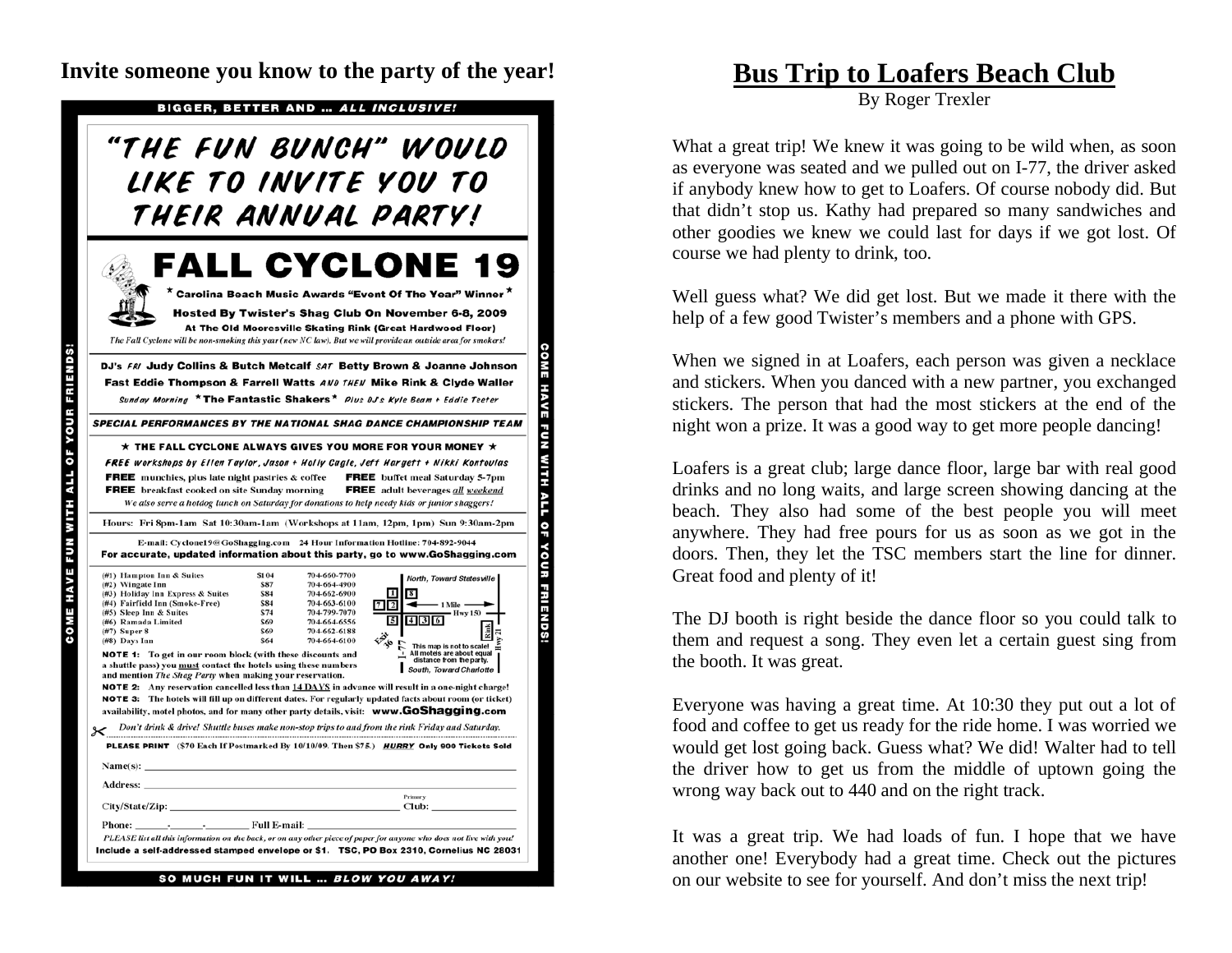**Invite someone you know to the party of the year!**

BIGGER, BETTER AND ... *ALL INCLUSIVE!*

# "THE FUN BUNCH" WOULD LIKE TO INVITE YOU TO THEIR ANNUAL PARTY!

# FALL CYCLONE 19

* Carolina Beach Music Awards "Event Of The Year" Winner *

**Hosted By Twister's Shag Club On November 6-8, 2009**

**At The Old Mooresville Skating Rink (Great Hardwood Floor)**

*The Fall Cyclone will be non-smoking this year (new NC law). But we will provide an outside area for smokers!*

DJ's *FRI* **Judy Collins & Butch Metcalf** *SAT* **Betty Brown & Joanne Johnson Fast Eddie Thompson & Farrell Watts** *AND THEN* **Mike Rink & Clyde Waller**

*Sunday Morning* **\* The Fantastic Shakers \*** *Plus DJ's Kyle Beam + Eddie Teeter*

***SPECIAL PERFORMANCES BY THE NATIONAL SHAG DANCE CHAMPIONSHIP TEAM***

★ THE FALL CYCLONE ALWAYS GIVES YOU MORE FOR YOUR MONEY ★

*FREE workshops by Ellen Taylor, Jason + Holly Cagle, Jeff Hargett + Nikki Kontoulas*

**FREE** munchies, plus late night pastries & coffee **FREE** buffet meal Saturday 5-7pm

**FREE** breakfast cooked on site Sunday morning **FREE** adult beverages *all weekend*

*We also serve a hotdog lunch on Saturday for donations to help needy kids or junior shaggers!*

Hours: Fri 8pm-1am Sat 10:30am-1am (Workshops at 11am, 12pm, 1pm) Sun 9:30am-2pm

E-mail: Cyclone19@GoShagging.com 24 Hour Information Hotline: 704-892-9044

**For accurate, updated information about this party, go to www.GoShagging.com**

| Hotel | Rate | Phone |
|---|---|---|
| (#1) Hampton Inn & Suites | $104 | 704-660-7700 |
| (#2) Wingate Inn | $87 | 704-664-4900 |
| (#3) Holiday Inn Express & Suites | $84 | 704-662-6900 |
| (#4) Fairfield Inn (Smoke-Free) | $84 | 704-663-6100 |
| (#5) Sleep Inn & Suites | $74 | 704-799-7070 |
| (#6) Ramada Limited | $69 | 704-664-6556 |
| (#7) Super 8 | $69 | 704-662-6188 |
| (#8) Days Inn | $64 | 704-664-6100 |

North, Toward Statesville — 1 Mile — Hwy 150 — Exit 36 — I-77 — Rink — Hwy 21 — South, Toward Charlotte. This map is not to scale! All motels are about equal distance from the party.

**NOTE 1:** To get in our room block (with these discounts and a shuttle pass) you **must** contact the hotels using these numbers and mention *The Shag Party* when making your reservation.

**NOTE 2:** Any reservation cancelled less than 14 DAYS in advance will result in a one-night charge!

**NOTE 3:** The hotels will fill up on different dates. For regularly updated facts about room (or ticket) availability, motel photos, and for many other party details, visit: **www.GoShagging.com**

*Don't drink & drive! Shuttle buses make non-stop trips to and from the rink Friday and Saturday.*

**PLEASE PRINT** ($70 Each If Postmarked By 10/10/09. Then $75.) ***HURRY*** **Only 900 Tickets Sold**

Name(s): \_\_\_\_\_\_\_\_\_\_

Address: \_\_\_\_\_\_\_\_\_\_

City/State/Zip: \_\_\_\_\_\_\_\_\_\_ Primary Club: \_\_\_\_\_\_\_\_\_\_

Phone: \_\_\_\_-\_\_\_\_-\_\_\_\_ Full E-mail: \_\_\_\_\_\_\_\_\_\_

*PLEASE list all this information on the back, or on any other piece of paper for anyone who does not live with you!*

**Include a self-addressed stamped envelope or $1. TSC, PO Box 2310, Cornelius NC 28031**

SO MUCH FUN IT WILL ... *BLOW YOU AWAY!*

COME HAVE FUN WITH ALL OF YOUR FRIENDS!

# Bus Trip to Loafers Beach Club

By Roger Trexler

What a great trip! We knew it was going to be wild when, as soon as everyone was seated and we pulled out on I-77, the driver asked if anybody knew how to get to Loafers. Of course nobody did. But that didn't stop us. Kathy had prepared so many sandwiches and other goodies we knew we could last for days if we got lost. Of course we had plenty to drink, too.

Well guess what? We did get lost. But we made it there with the help of a few good Twister's members and a phone with GPS.

When we signed in at Loafers, each person was given a necklace and stickers. When you danced with a new partner, you exchanged stickers. The person that had the most stickers at the end of the night won a prize. It was a good way to get more people dancing!

Loafers is a great club; large dance floor, large bar with real good drinks and no long waits, and large screen showing dancing at the beach. They also had some of the best people you will meet anywhere. They had free pours for us as soon as we got in the doors. Then, they let the TSC members start the line for dinner. Great food and plenty of it!

The DJ booth is right beside the dance floor so you could talk to them and request a song. They even let a certain guest sing from the booth. It was great.

Everyone was having a great time. At 10:30 they put out a lot of food and coffee to get us ready for the ride home. I was worried we would get lost going back. Guess what? We did! Walter had to tell the driver how to get us from the middle of uptown going the wrong way back out to 440 and on the right track.

It was a great trip. We had loads of fun. I hope that we have another one! Everybody had a great time. Check out the pictures on our website to see for yourself. And don't miss the next trip!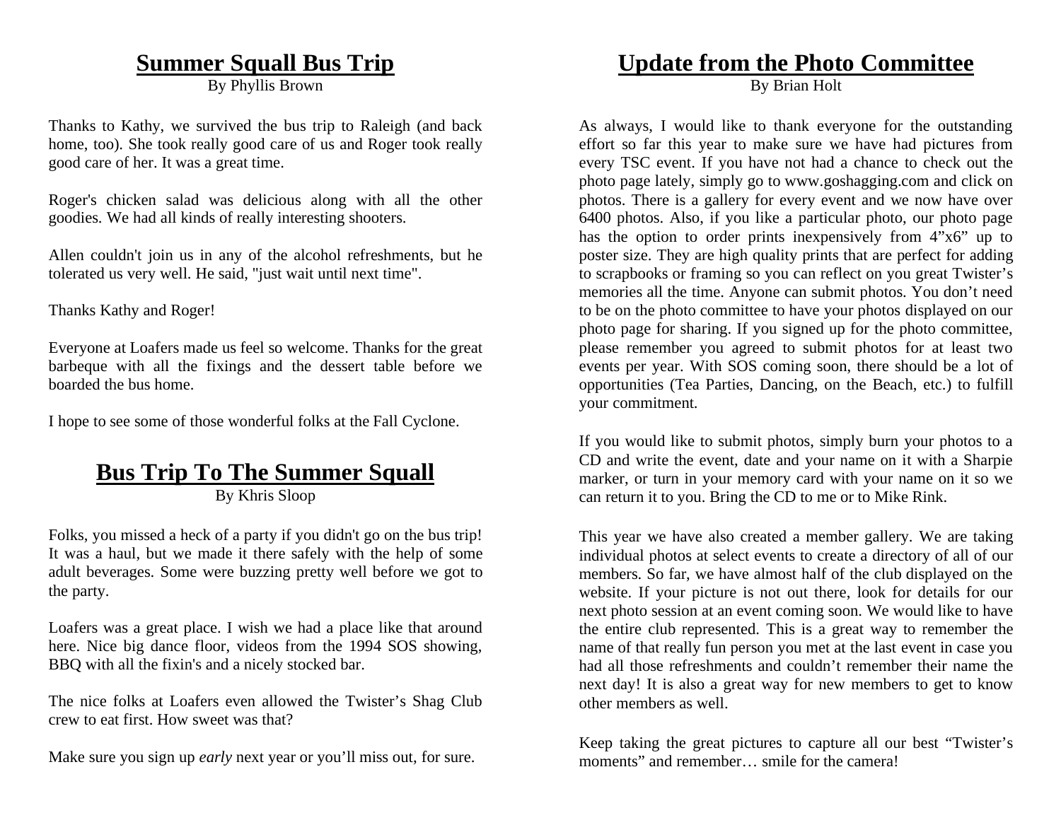## Summer Squall Bus Trip

By Phyllis Brown

Thanks to Kathy, we survived the bus trip to Raleigh (and back home, too). She took really good care of us and Roger took really good care of her. It was a great time.

Roger's chicken salad was delicious along with all the other goodies. We had all kinds of really interesting shooters.

Allen couldn't join us in any of the alcohol refreshments, but he tolerated us very well. He said, "just wait until next time".

Thanks Kathy and Roger!

Everyone at Loafers made us feel so welcome. Thanks for the great barbeque with all the fixings and the dessert table before we boarded the bus home.

I hope to see some of those wonderful folks at the Fall Cyclone.

## Bus Trip To The Summer Squall

By Khris Sloop

Folks, you missed a heck of a party if you didn't go on the bus trip! It was a haul, but we made it there safely with the help of some adult beverages. Some were buzzing pretty well before we got to the party.

Loafers was a great place. I wish we had a place like that around here. Nice big dance floor, videos from the 1994 SOS showing, BBQ with all the fixin's and a nicely stocked bar.

The nice folks at Loafers even allowed the Twister's Shag Club crew to eat first. How sweet was that?

Make sure you sign up *early* next year or you'll miss out, for sure.

## Update from the Photo Committee

By Brian Holt

As always, I would like to thank everyone for the outstanding effort so far this year to make sure we have had pictures from every TSC event. If you have not had a chance to check out the photo page lately, simply go to www.goshagging.com and click on photos. There is a gallery for every event and we now have over 6400 photos. Also, if you like a particular photo, our photo page has the option to order prints inexpensively from 4"x6" up to poster size. They are high quality prints that are perfect for adding to scrapbooks or framing so you can reflect on you great Twister's memories all the time. Anyone can submit photos. You don't need to be on the photo committee to have your photos displayed on our photo page for sharing. If you signed up for the photo committee, please remember you agreed to submit photos for at least two events per year. With SOS coming soon, there should be a lot of opportunities (Tea Parties, Dancing, on the Beach, etc.) to fulfill your commitment.

If you would like to submit photos, simply burn your photos to a CD and write the event, date and your name on it with a Sharpie marker, or turn in your memory card with your name on it so we can return it to you. Bring the CD to me or to Mike Rink.

This year we have also created a member gallery. We are taking individual photos at select events to create a directory of all of our members. So far, we have almost half of the club displayed on the website. If your picture is not out there, look for details for our next photo session at an event coming soon. We would like to have the entire club represented. This is a great way to remember the name of that really fun person you met at the last event in case you had all those refreshments and couldn't remember their name the next day! It is also a great way for new members to get to know other members as well.

Keep taking the great pictures to capture all our best "Twister's moments" and remember… smile for the camera!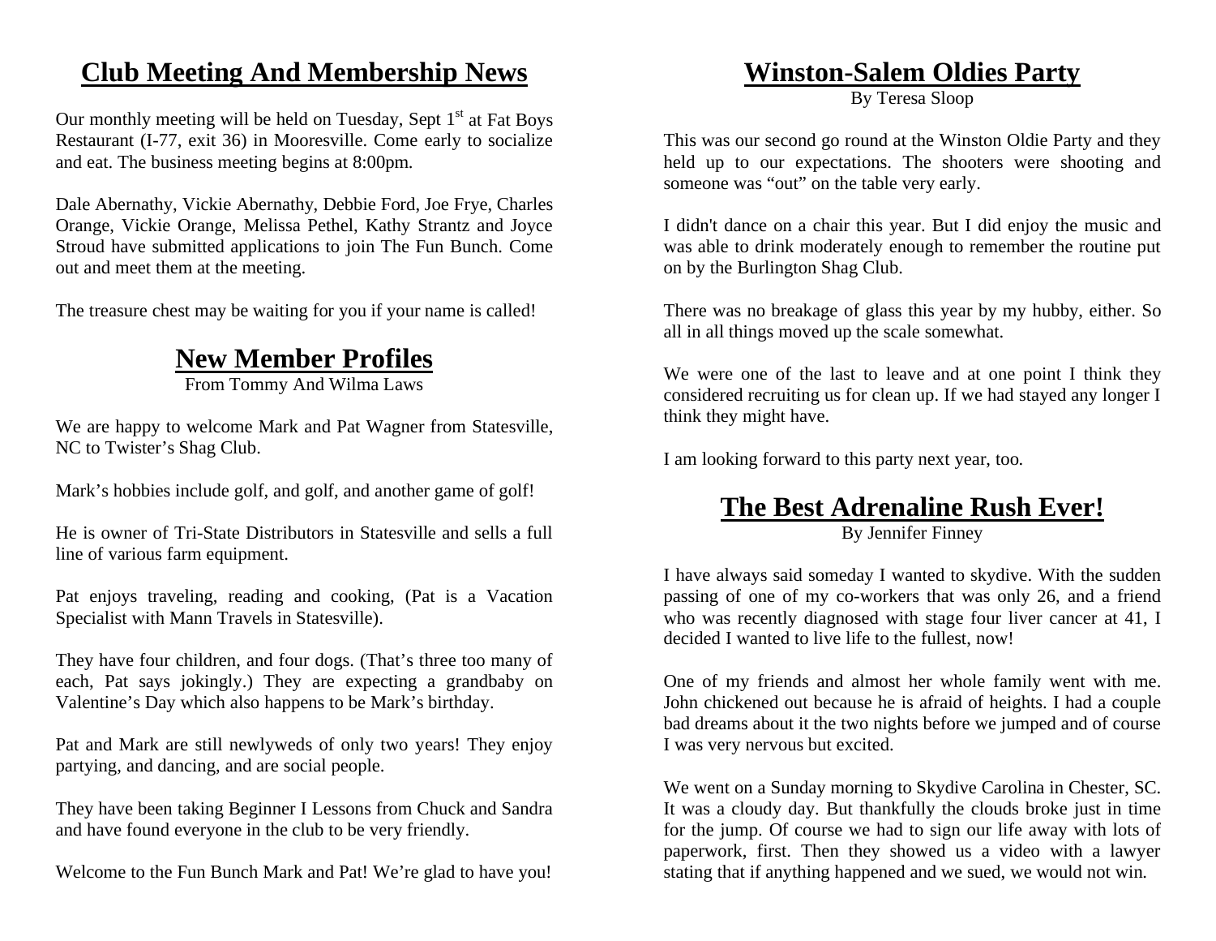## Club Meeting And Membership News

Our monthly meeting will be held on Tuesday, Sept 1st at Fat Boys Restaurant (I-77, exit 36) in Mooresville. Come early to socialize and eat. The business meeting begins at 8:00pm.

Dale Abernathy, Vickie Abernathy, Debbie Ford, Joe Frye, Charles Orange, Vickie Orange, Melissa Pethel, Kathy Strantz and Joyce Stroud have submitted applications to join The Fun Bunch. Come out and meet them at the meeting.

The treasure chest may be waiting for you if your name is called!

## New Member Profiles

From Tommy And Wilma Laws

We are happy to welcome Mark and Pat Wagner from Statesville, NC to Twister's Shag Club.

Mark's hobbies include golf, and golf, and another game of golf!

He is owner of Tri-State Distributors in Statesville and sells a full line of various farm equipment.

Pat enjoys traveling, reading and cooking, (Pat is a Vacation Specialist with Mann Travels in Statesville).

They have four children, and four dogs. (That's three too many of each, Pat says jokingly.) They are expecting a grandbaby on Valentine's Day which also happens to be Mark's birthday.

Pat and Mark are still newlyweds of only two years! They enjoy partying, and dancing, and are social people.

They have been taking Beginner I Lessons from Chuck and Sandra and have found everyone in the club to be very friendly.

Welcome to the Fun Bunch Mark and Pat! We're glad to have you!

## Winston-Salem Oldies Party

By Teresa Sloop

This was our second go round at the Winston Oldie Party and they held up to our expectations. The shooters were shooting and someone was "out" on the table very early.

I didn't dance on a chair this year. But I did enjoy the music and was able to drink moderately enough to remember the routine put on by the Burlington Shag Club.

There was no breakage of glass this year by my hubby, either. So all in all things moved up the scale somewhat.

We were one of the last to leave and at one point I think they considered recruiting us for clean up. If we had stayed any longer I think they might have.

I am looking forward to this party next year, too.

## The Best Adrenaline Rush Ever!

By Jennifer Finney

I have always said someday I wanted to skydive. With the sudden passing of one of my co-workers that was only 26, and a friend who was recently diagnosed with stage four liver cancer at 41, I decided I wanted to live life to the fullest, now!

One of my friends and almost her whole family went with me. John chickened out because he is afraid of heights. I had a couple bad dreams about it the two nights before we jumped and of course I was very nervous but excited.

We went on a Sunday morning to Skydive Carolina in Chester, SC. It was a cloudy day. But thankfully the clouds broke just in time for the jump. Of course we had to sign our life away with lots of paperwork, first. Then they showed us a video with a lawyer stating that if anything happened and we sued, we would not win.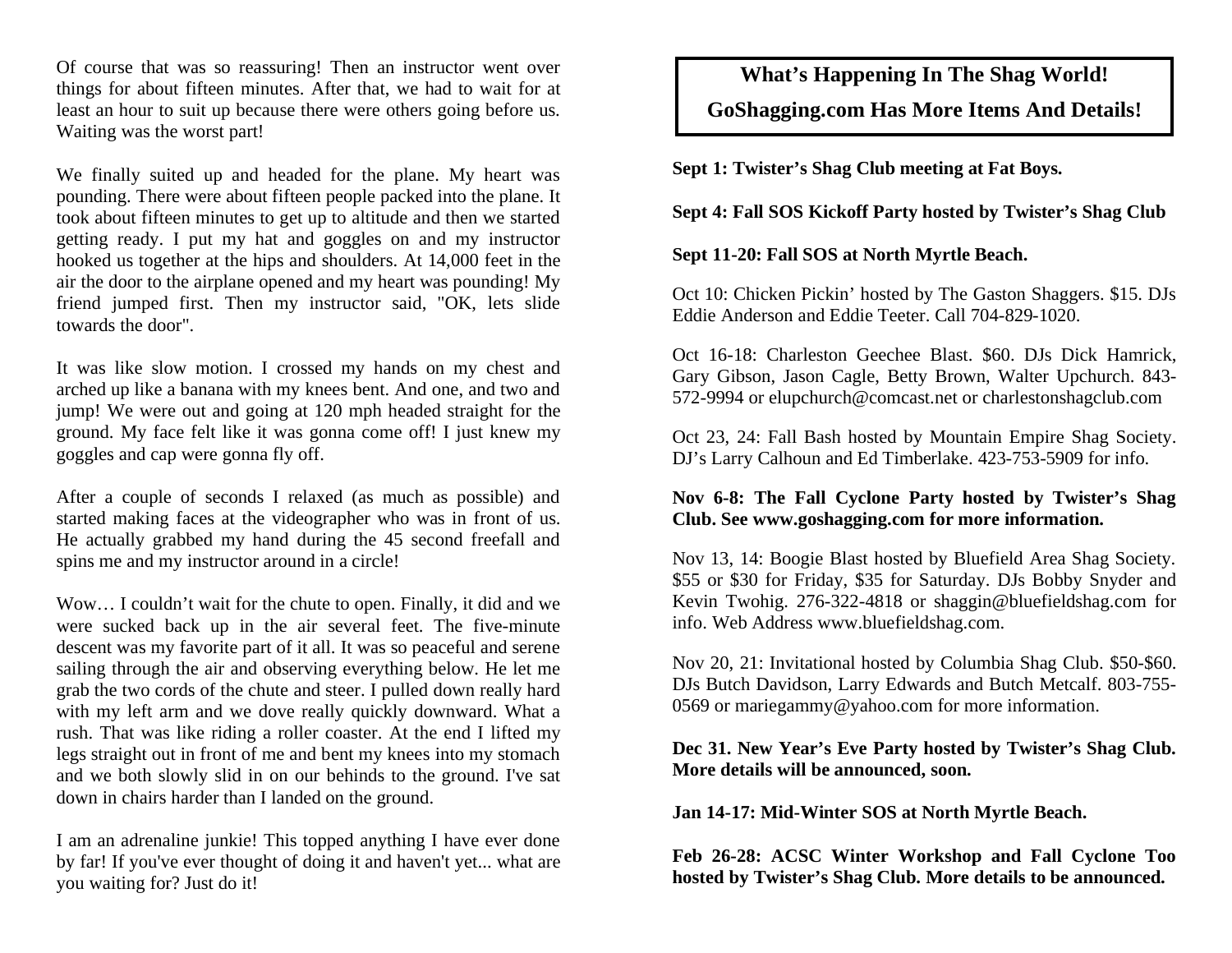Of course that was so reassuring! Then an instructor went over things for about fifteen minutes. After that, we had to wait for at least an hour to suit up because there were others going before us. Waiting was the worst part!

We finally suited up and headed for the plane. My heart was pounding. There were about fifteen people packed into the plane. It took about fifteen minutes to get up to altitude and then we started getting ready. I put my hat and goggles on and my instructor hooked us together at the hips and shoulders. At 14,000 feet in the air the door to the airplane opened and my heart was pounding! My friend jumped first. Then my instructor said, "OK, lets slide towards the door".

It was like slow motion. I crossed my hands on my chest and arched up like a banana with my knees bent. And one, and two and jump! We were out and going at 120 mph headed straight for the ground. My face felt like it was gonna come off! I just knew my goggles and cap were gonna fly off.

After a couple of seconds I relaxed (as much as possible) and started making faces at the videographer who was in front of us. He actually grabbed my hand during the 45 second freefall and spins me and my instructor around in a circle!

Wow… I couldn't wait for the chute to open. Finally, it did and we were sucked back up in the air several feet. The five-minute descent was my favorite part of it all. It was so peaceful and serene sailing through the air and observing everything below. He let me grab the two cords of the chute and steer. I pulled down really hard with my left arm and we dove really quickly downward. What a rush. That was like riding a roller coaster. At the end I lifted my legs straight out in front of me and bent my knees into my stomach and we both slowly slid in on our behinds to the ground. I've sat down in chairs harder than I landed on the ground.

I am an adrenaline junkie! This topped anything I have ever done by far! If you've ever thought of doing it and haven't yet... what are you waiting for? Just do it!

## What's Happening In The Shag World!

## GoShagging.com Has More Items And Details!

**Sept 1: Twister's Shag Club meeting at Fat Boys.**

**Sept 4: Fall SOS Kickoff Party hosted by Twister's Shag Club**

**Sept 11-20: Fall SOS at North Myrtle Beach.**

Oct 10: Chicken Pickin' hosted by The Gaston Shaggers. $15. DJs Eddie Anderson and Eddie Teeter. Call 704-829-1020.

Oct 16-18: Charleston Geechee Blast. $60. DJs Dick Hamrick, Gary Gibson, Jason Cagle, Betty Brown, Walter Upchurch. 843-572-9994 or elupchurch@comcast.net or charlestonshagclub.com

Oct 23, 24: Fall Bash hosted by Mountain Empire Shag Society. DJ's Larry Calhoun and Ed Timberlake. 423-753-5909 for info.

**Nov 6-8: The Fall Cyclone Party hosted by Twister's Shag Club. See www.goshagging.com for more information.**

Nov 13, 14: Boogie Blast hosted by Bluefield Area Shag Society. $55 or $30 for Friday, $35 for Saturday. DJs Bobby Snyder and Kevin Twohig. 276-322-4818 or shaggin@bluefieldshag.com for info. Web Address www.bluefieldshag.com.

Nov 20, 21: Invitational hosted by Columbia Shag Club. $50-$60. DJs Butch Davidson, Larry Edwards and Butch Metcalf. 803-755-0569 or mariegammy@yahoo.com for more information.

**Dec 31. New Year's Eve Party hosted by Twister's Shag Club. More details will be announced, soon.**

**Jan 14-17: Mid-Winter SOS at North Myrtle Beach.**

**Feb 26-28: ACSC Winter Workshop and Fall Cyclone Too hosted by Twister's Shag Club. More details to be announced.**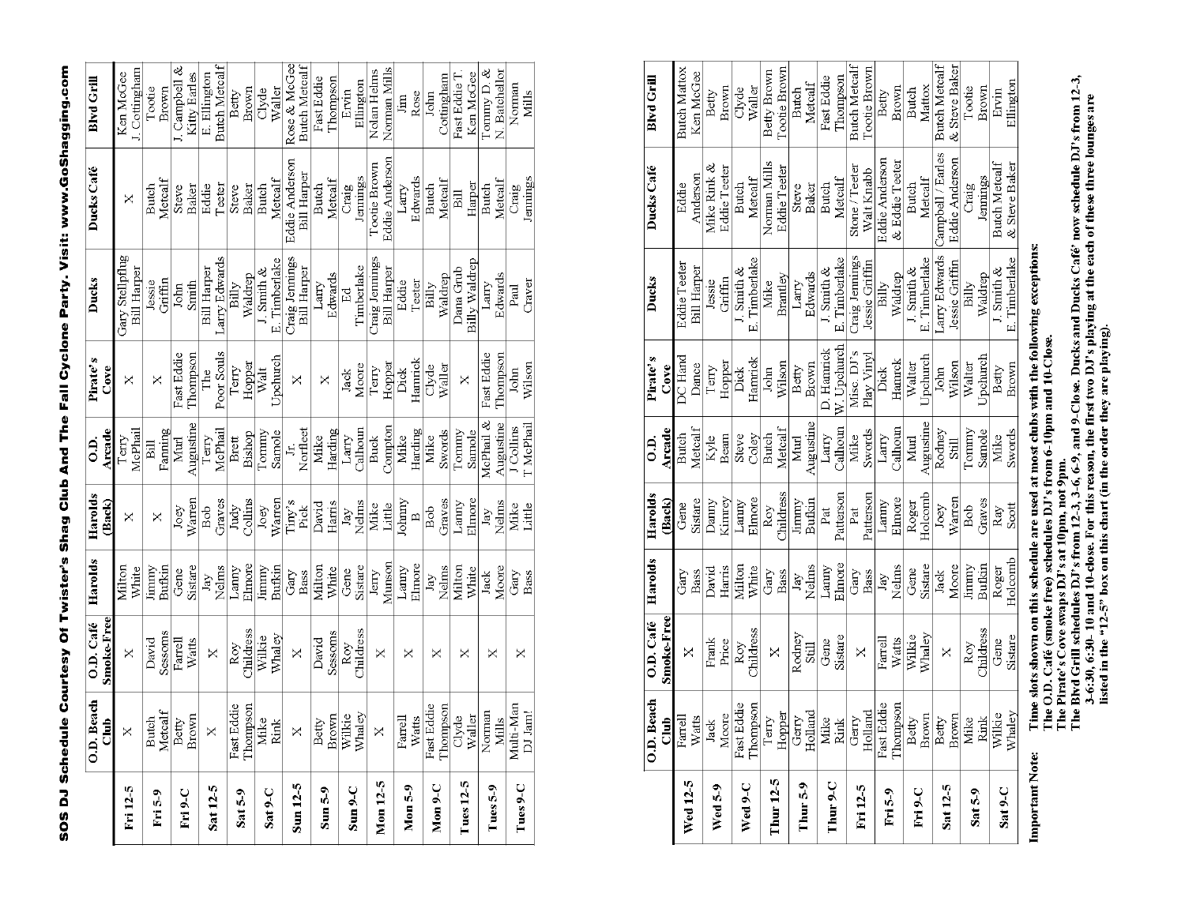# SOS DJ Schedule Courtesy Of Twister's Shag Club And The Fall Cyclone Party. Visit: www.GoShagging.com

| | O.D. Beach Club | O.D. Café Smoke-Free | Harolds | Harolds (Back) | O.D. Arcade | Pirate's Cove | Ducks | Ducks Café | Blvd Grill |
|---|---|---|---|---|---|---|---|---|---|
| **Fri 12-5** | X | X | Milton White | X | Terry McPhail | X | Gary Stellpflug Bill Harper | X | Ken McGee J. Cottingham |
| **Fri 5-9** | Butch Metcalf | David Sessoms | Jimmy Bufkin | X | Bill Fanning | X | Jessie Griffin | Butch Metcalf | Tootie Brown |
| **Fri 9-C** | Betty Brown | Farrell Watts | Gene Sistare | Joey Warren | Murl Augustine | Fast Eddie Thompson | John Smith | Steve Baker | J. Campbell & Kitty Earles |
| **Sat 12-5** | X | X | Jay Nelms | Bob Graves | Terry McPhail | The Poor Souls | Bill Harper Larry Edwards | Eddie Teeter | E. Ellington Butch Metcalf |
| **Sat 5-9** | Fast Eddie Thompson | Roy Childress | Lanny Elmore | Judy Collins | Brett Bishop | Terry Hopper | Billy Waldrep | Steve Baker | Betty Brown |
| **Sat 9-C** | Mike Rink | Wilkie Whaley | Jimmy Bufkin | Joey Warren | Tommy Samole | Walt Upchurch | J. Smith & E. Timberlake | Butch Metcalf | Clyde Waller |
| **Sun 12-5** | X | X | Gary Bass | Tiny's Pick | Jr. Norfleet | X | Craig Jennings Bill Harper | Eddie Anderson Bill Harper | Rose & McGee Butch Metcalf |
| **Sun 5-9** | Betty Brown | David Sessoms | Milton White | David Harris | Mike Harding | X | Larry Edwards | Butch Metcalf | Fast Eddie Thompson |
| **Sun 9-C** | Wilkie Whaley | Roy Childress | Gene Sistare | Jay Nelms | Larry Calhoun | Jack Moore | Ed Timberlake | Craig Jennings | Ervin Ellington |
| **Mon 12-5** | X | X | Jerry Munson | Mike Little | Buck Compton | Terry Hopper | Craig Jennings Bill Harper | Tootie Brown Eddie Anderson | Nolan Helms Norman Mills |
| **Mon 5-9** | Farrell Watts | X | Lanny Elmore | Johnny B | Mike Harding | Dick Hamrick | Eddie Teeter | Larry Edwards | Jim Rose |
| **Mon 9-C** | Fast Eddie Thompson | X | Jay Nelms | Bob Graves | Mike Swords | Clyde Waller | Billy Waldrep | Butch Metcalf | John Cottingham |
| **Tues 12-5** | Clyde Waller | X | Milton White | Lanny Elmore | Tommy Samole | X | Dana Grub Billy Waldrep | Bill Harper | Fast Eddie T. Ken McGee |
| **Tues 5-9** | Norman Mills | X | Jack Moore | Jay Nelms | McPhail & Augustine | Fast Eddie Thompson | Larry Edwards | Butch Metcalf | Tommy D. & N. Batchellor |
| **Tues 9-C** | Multi-Man DJ Jam! | X | Gary Bass | Mike Little | J Collins T McPhail | John Wilson | Paul Craver | Craig Jennings | Norman Mills |

| | O.D. Beach Club | O.D. Café Smoke-Free | Harolds | Harolds (Back) | O.D. Arcade | Pirate's Cove | Ducks | Ducks Café | Blvd Grill |
|---|---|---|---|---|---|---|---|---|---|
| **Wed 12-5** | Farrell Watts | X | Gary Bass | Gene Sistare | Butch Metcalf | DC Hand Dance | Eddie Teeter Bill Harper | Eddie Anderson | Butch Mattox Ken McGee |
| **Wed 5-9** | Jack Moore | Frank Price | David Harris | Danny Kinney | Kyle Beam | Terry Hopper | Jessie Griffin | Mike Rink & Eddie Teeter | Betty Brown |
| **Wed 9-C** | Fast Eddie Thompson | Roy Childress | Milton White | Lanny Elmore | Steve Coley | Dick Hamrick | J. Smith & E. Timberlake | Butch Metcalf | Clyde Waller |
| **Thur 12-5** | Terry Hopper | X | Gary Bass | Roy Childress | Butch Metcalf | John Wilson | Mike Brantley | Norman Mills Eddie Teeter | Betty Brown Tootie Brown |
| **Thur 5-9** | Gerry Holland | Rodney Still | Jay Nelms | Jimmy Bufkin | Murl Augustine | Betty Brown | Larry Edwards | Steve Baker | Butch Metcalf |
| **Thur 9-C** | Mike Rink | Gene Sistare | Lanny Elmore | Pat Patterson | Larry Calhoun | D. Hamrick W. Upchurch | J. Smith & E. Timberlake | Butch Metcalf | Fast Eddie Thompson |
| **Fri 12-5** | Gerry Holland | X | Gary Bass | Pat Patterson | Mike Swords | Misc. DJ's Play Vinyl | Craig Jennings Jessie Griffin | Stone / Teeter Walt Knabb | Butch Metcalf Tootie Brown |
| **Fri 5-9** | Fast Eddie Thompson | Farrell Watts | Jay Nelms | Lanny Elmore | Larry Calhoun | Dick Hamrick | Billy Waldrep | Eddie Anderson & Eddie Teeter | Betty Brown |
| **Fri 9-C** | Betty Brown | Wilkie Whaley | Gene Sistare | Roger Holcomb | Murl Augustine | Walter Upchurch | J. Smith & E. Timberlake | Butch Metcalf | Butch Mattox |
| **Sat 12-5** | Betty Brown | X | Jack Moore | Joey Warren | Rodney Still | John Wilson | Larry Edwards Jessie Griffin | Campbell / Earles Eddie Anderson | Butch Metcalf & Steve Baker |
| **Sat 5-9** | Mike Rink | Roy Childress | Jimmy Bufkin | Bob Graves | Tommy Samole | Walter Upchurch | Billy Waldrep | Craig Jennings | Tootie Brown |
| **Sat 9-C** | Wilkie Whaley | Gene Sistare | Roger Holcomb | Ray Scott | Mike Swords | Betty Brown | J. Smith & E. Timberlake | Butch Metcalf & Steve Baker | Ervin Ellington |

**Important Note:** **Time slots shown on this schedule are used at most clubs with the following exceptions:**

**The O.D. Café (smoke free) schedules DJ's from 6-10pm and 10-Close.**

**The Pirate's Cove swaps DJ's at 10pm, not 9pm.**

**The Blvd Grill schedules DJ's from 12-3, 3-6, 6-9, and 9-Close. Ducks and Ducks Café now schedule DJ's from 12-3, 3-6:30, 6:30–10 and 10-close. For this reason, the first two DJ's playing at the each of these three lounges are listed in the "12-5" box on this chart (in the order they are playing).**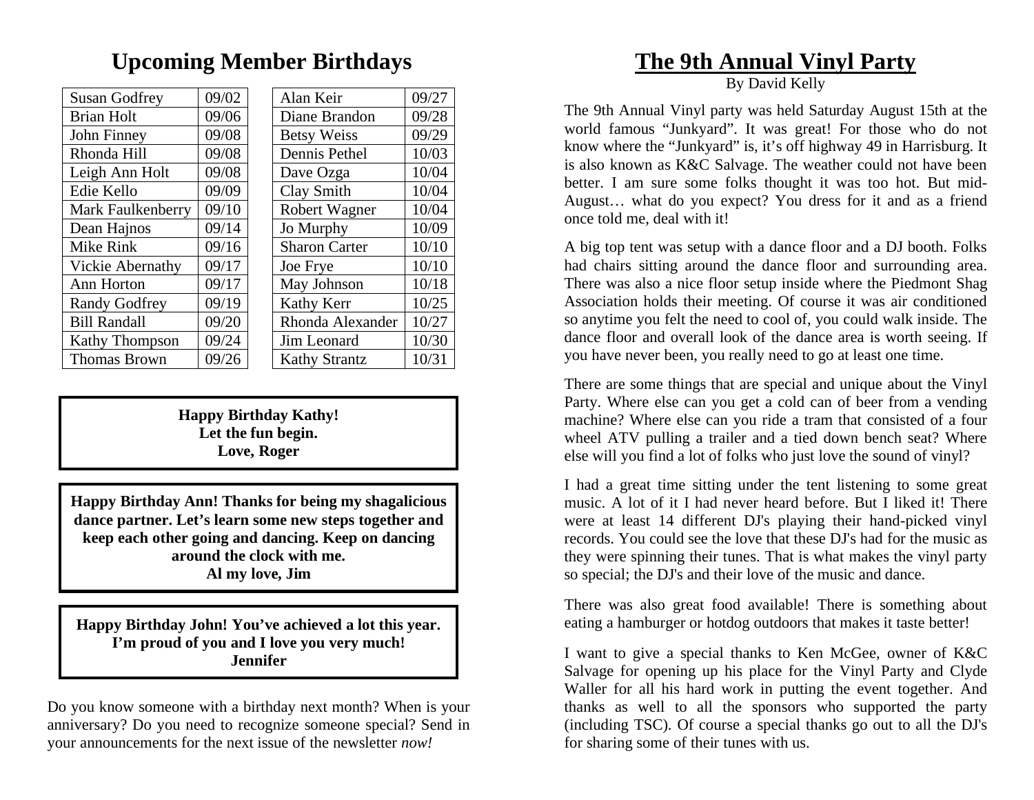## Upcoming Member Birthdays

| Name | Date |
|---|---|
| Susan Godfrey | 09/02 |
| Brian Holt | 09/06 |
| John Finney | 09/08 |
| Rhonda Hill | 09/08 |
| Leigh Ann Holt | 09/08 |
| Edie Kello | 09/09 |
| Mark Faulkenberry | 09/10 |
| Dean Hajnos | 09/14 |
| Mike Rink | 09/16 |
| Vickie Abernathy | 09/17 |
| Ann Horton | 09/17 |
| Randy Godfrey | 09/19 |
| Bill Randall | 09/20 |
| Kathy Thompson | 09/24 |
| Thomas Brown | 09/26 |

| Name | Date |
|---|---|
| Alan Keir | 09/27 |
| Diane Brandon | 09/28 |
| Betsy Weiss | 09/29 |
| Dennis Pethel | 10/03 |
| Dave Ozga | 10/04 |
| Clay Smith | 10/04 |
| Robert Wagner | 10/04 |
| Jo Murphy | 10/09 |
| Sharon Carter | 10/10 |
| Joe Frye | 10/10 |
| May Johnson | 10/18 |
| Kathy Kerr | 10/25 |
| Rhonda Alexander | 10/27 |
| Jim Leonard | 10/30 |
| Kathy Strantz | 10/31 |

**Happy Birthday Kathy!**
**Let the fun begin.**
**Love, Roger**

**Happy Birthday Ann! Thanks for being my shagalicious dance partner. Let's learn some new steps together and keep each other going and dancing. Keep on dancing around the clock with me.**
**Al my love, Jim**

**Happy Birthday John! You've achieved a lot this year. I'm proud of you and I love you very much!**
**Jennifer**

Do you know someone with a birthday next month? When is your anniversary? Do you need to recognize someone special? Send in your announcements for the next issue of the newsletter *now!*

## The 9th Annual Vinyl Party

By David Kelly

The 9th Annual Vinyl party was held Saturday August 15th at the world famous "Junkyard". It was great! For those who do not know where the "Junkyard" is, it's off highway 49 in Harrisburg. It is also known as K&C Salvage. The weather could not have been better. I am sure some folks thought it was too hot. But mid-August… what do you expect? You dress for it and as a friend once told me, deal with it!

A big top tent was setup with a dance floor and a DJ booth. Folks had chairs sitting around the dance floor and surrounding area. There was also a nice floor setup inside where the Piedmont Shag Association holds their meeting. Of course it was air conditioned so anytime you felt the need to cool of, you could walk inside. The dance floor and overall look of the dance area is worth seeing. If you have never been, you really need to go at least one time.

There are some things that are special and unique about the Vinyl Party. Where else can you get a cold can of beer from a vending machine? Where else can you ride a tram that consisted of a four wheel ATV pulling a trailer and a tied down bench seat? Where else will you find a lot of folks who just love the sound of vinyl?

I had a great time sitting under the tent listening to some great music. A lot of it I had never heard before. But I liked it! There were at least 14 different DJ's playing their hand-picked vinyl records. You could see the love that these DJ's had for the music as they were spinning their tunes. That is what makes the vinyl party so special; the DJ's and their love of the music and dance.

There was also great food available! There is something about eating a hamburger or hotdog outdoors that makes it taste better!

I want to give a special thanks to Ken McGee, owner of K&C Salvage for opening up his place for the Vinyl Party and Clyde Waller for all his hard work in putting the event together. And thanks as well to all the sponsors who supported the party (including TSC). Of course a special thanks go out to all the DJ's for sharing some of their tunes with us.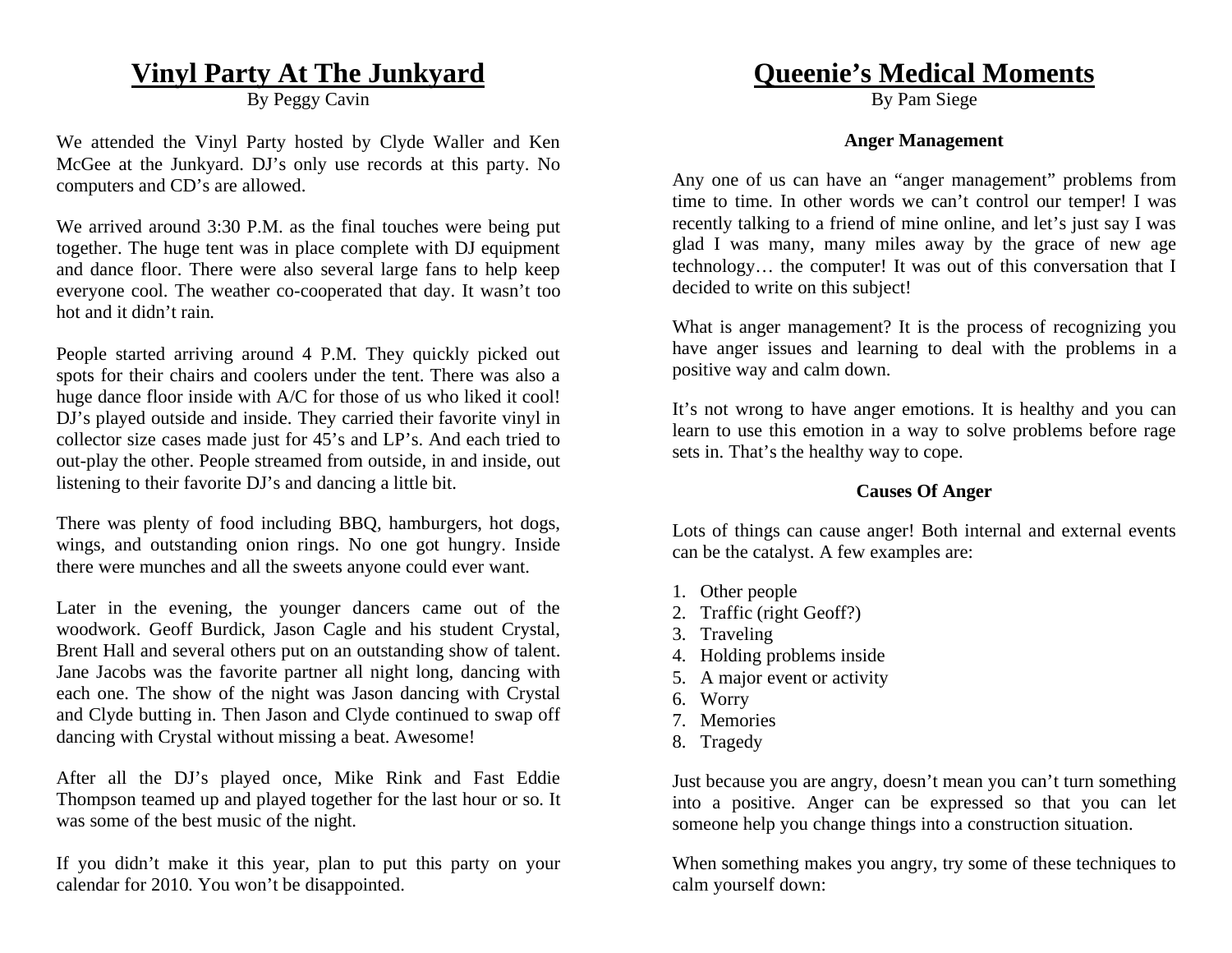# Vinyl Party At The Junkyard

By Peggy Cavin

We attended the Vinyl Party hosted by Clyde Waller and Ken McGee at the Junkyard. DJ's only use records at this party. No computers and CD's are allowed.

We arrived around 3:30 P.M. as the final touches were being put together. The huge tent was in place complete with DJ equipment and dance floor. There were also several large fans to help keep everyone cool. The weather co-cooperated that day. It wasn't too hot and it didn't rain.

People started arriving around 4 P.M. They quickly picked out spots for their chairs and coolers under the tent. There was also a huge dance floor inside with A/C for those of us who liked it cool! DJ's played outside and inside. They carried their favorite vinyl in collector size cases made just for 45's and LP's. And each tried to out-play the other. People streamed from outside, in and inside, out listening to their favorite DJ's and dancing a little bit.

There was plenty of food including BBQ, hamburgers, hot dogs, wings, and outstanding onion rings. No one got hungry. Inside there were munches and all the sweets anyone could ever want.

Later in the evening, the younger dancers came out of the woodwork. Geoff Burdick, Jason Cagle and his student Crystal, Brent Hall and several others put on an outstanding show of talent. Jane Jacobs was the favorite partner all night long, dancing with each one. The show of the night was Jason dancing with Crystal and Clyde butting in. Then Jason and Clyde continued to swap off dancing with Crystal without missing a beat. Awesome!

After all the DJ's played once, Mike Rink and Fast Eddie Thompson teamed up and played together for the last hour or so. It was some of the best music of the night.

If you didn't make it this year, plan to put this party on your calendar for 2010. You won't be disappointed.

# Queenie's Medical Moments

By Pam Siege

### Anger Management

Any one of us can have an "anger management" problems from time to time. In other words we can't control our temper! I was recently talking to a friend of mine online, and let's just say I was glad I was many, many miles away by the grace of new age technology… the computer! It was out of this conversation that I decided to write on this subject!

What is anger management? It is the process of recognizing you have anger issues and learning to deal with the problems in a positive way and calm down.

It's not wrong to have anger emotions. It is healthy and you can learn to use this emotion in a way to solve problems before rage sets in. That's the healthy way to cope.

### Causes Of Anger

Lots of things can cause anger! Both internal and external events can be the catalyst. A few examples are:

1. Other people
2. Traffic (right Geoff?)
3. Traveling
4. Holding problems inside
5. A major event or activity
6. Worry
7. Memories
8. Tragedy

Just because you are angry, doesn't mean you can't turn something into a positive. Anger can be expressed so that you can let someone help you change things into a construction situation.

When something makes you angry, try some of these techniques to calm yourself down: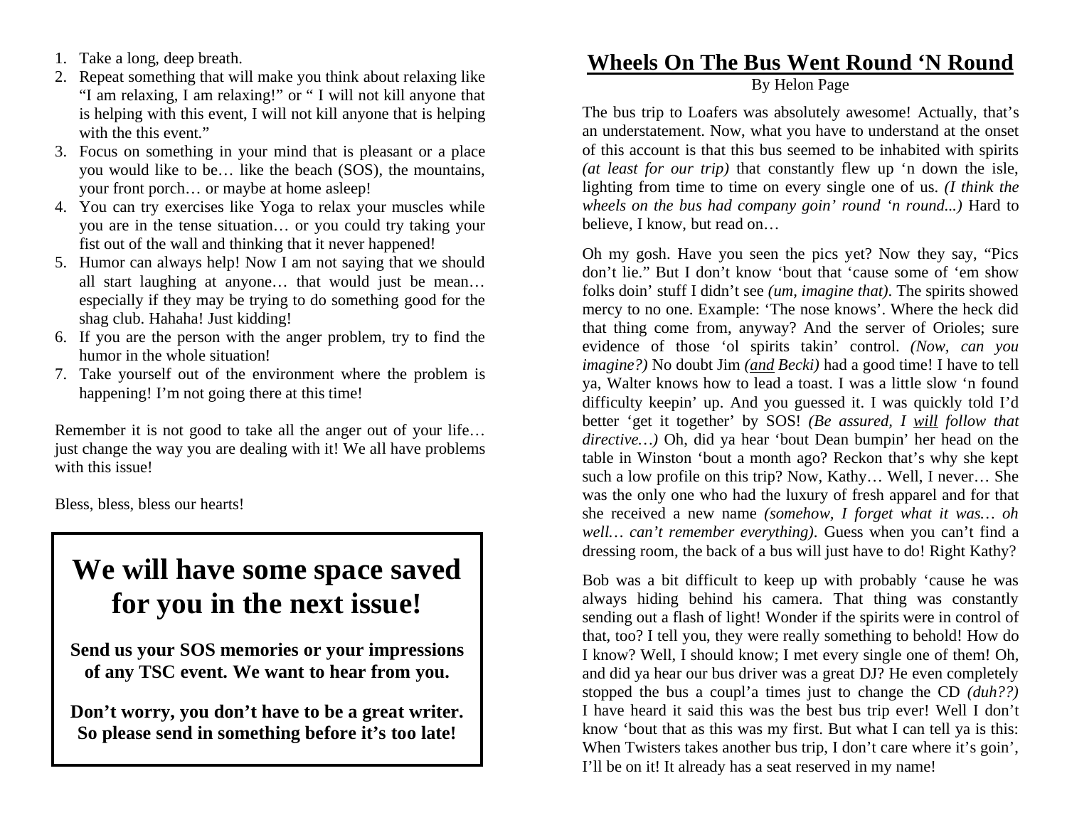1. Take a long, deep breath.
2. Repeat something that will make you think about relaxing like "I am relaxing, I am relaxing!" or " I will not kill anyone that is helping with this event, I will not kill anyone that is helping with the this event."
3. Focus on something in your mind that is pleasant or a place you would like to be… like the beach (SOS), the mountains, your front porch… or maybe at home asleep!
4. You can try exercises like Yoga to relax your muscles while you are in the tense situation… or you could try taking your fist out of the wall and thinking that it never happened!
5. Humor can always help! Now I am not saying that we should all start laughing at anyone… that would just be mean… especially if they may be trying to do something good for the shag club. Hahaha! Just kidding!
6. If you are the person with the anger problem, try to find the humor in the whole situation!
7. Take yourself out of the environment where the problem is happening! I'm not going there at this time!

Remember it is not good to take all the anger out of your life… just change the way you are dealing with it! We all have problems with this issue!

Bless, bless, bless our hearts!

# We will have some space saved for you in the next issue!

**Send us your SOS memories or your impressions of any TSC event. We want to hear from you.**

**Don't worry, you don't have to be a great writer. So please send in something before it's too late!**

## Wheels On The Bus Went Round 'N Round

By Helon Page

The bus trip to Loafers was absolutely awesome! Actually, that's an understatement. Now, what you have to understand at the onset of this account is that this bus seemed to be inhabited with spirits *(at least for our trip)* that constantly flew up 'n down the isle, lighting from time to time on every single one of us. *(I think the wheels on the bus had company goin' round 'n round...)* Hard to believe, I know, but read on…

Oh my gosh. Have you seen the pics yet? Now they say, "Pics don't lie." But I don't know 'bout that 'cause some of 'em show folks doin' stuff I didn't see *(um, imagine that)*. The spirits showed mercy to no one. Example: 'The nose knows'. Where the heck did that thing come from, anyway? And the server of Orioles; sure evidence of those 'ol spirits takin' control. *(Now, can you imagine?)* No doubt Jim *(<u>and</u> Becki)* had a good time! I have to tell ya, Walter knows how to lead a toast. I was a little slow 'n found difficulty keepin' up. And you guessed it. I was quickly told I'd better 'get it together' by SOS! *(Be assured, I <u>will</u> follow that directive…)* Oh, did ya hear 'bout Dean bumpin' her head on the table in Winston 'bout a month ago? Reckon that's why she kept such a low profile on this trip? Now, Kathy… Well, I never… She was the only one who had the luxury of fresh apparel and for that she received a new name *(somehow, I forget what it was… oh well… can't remember everything)*. Guess when you can't find a dressing room, the back of a bus will just have to do! Right Kathy?

Bob was a bit difficult to keep up with probably 'cause he was always hiding behind his camera. That thing was constantly sending out a flash of light! Wonder if the spirits were in control of that, too? I tell you, they were really something to behold! How do I know? Well, I should know; I met every single one of them! Oh, and did ya hear our bus driver was a great DJ? He even completely stopped the bus a coupl'a times just to change the CD *(duh??)* I have heard it said this was the best bus trip ever! Well I don't know 'bout that as this was my first. But what I can tell ya is this: When Twisters takes another bus trip, I don't care where it's goin', I'll be on it! It already has a seat reserved in my name!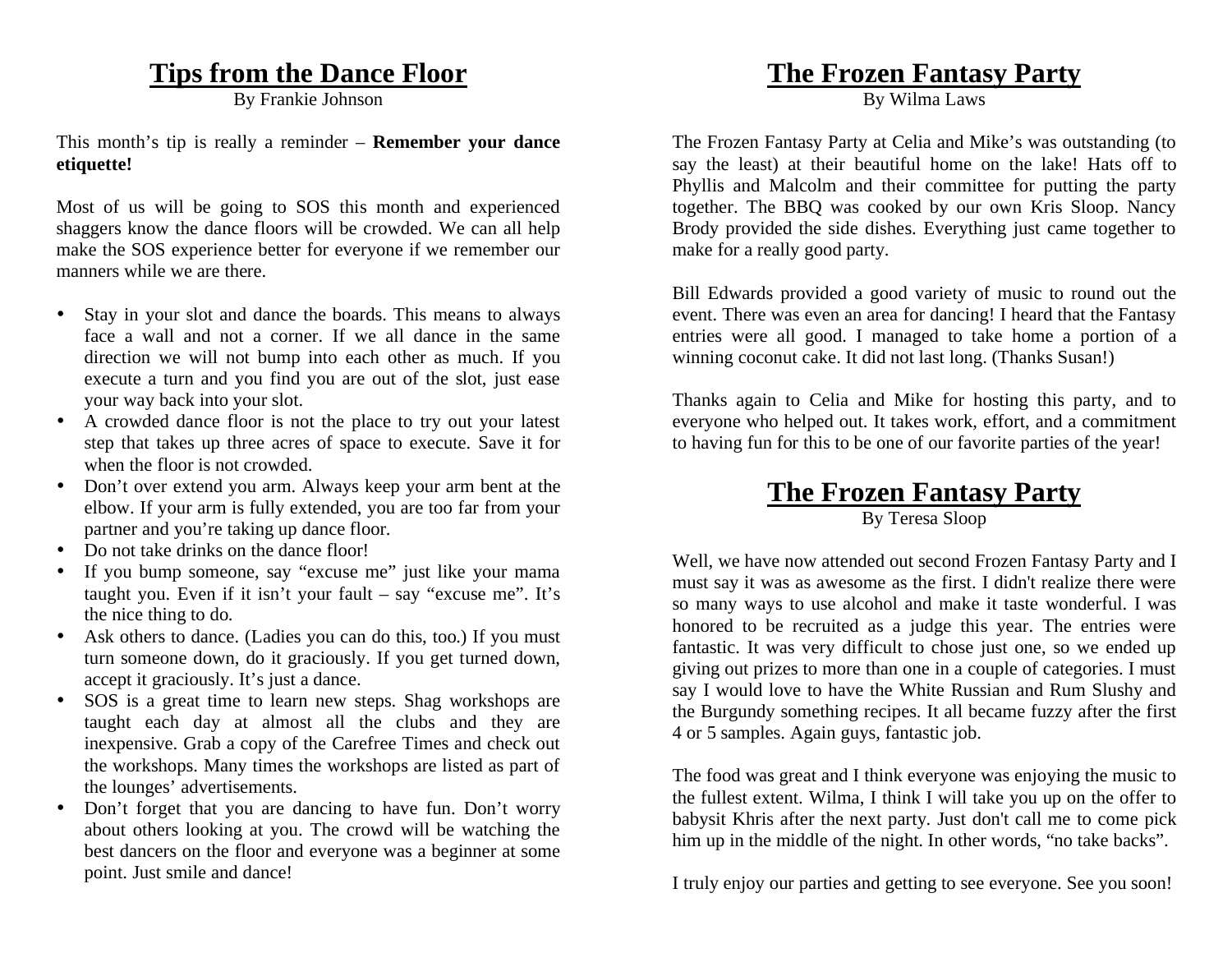## Tips from the Dance Floor

By Frankie Johnson

This month's tip is really a reminder – **Remember your dance etiquette!**

Most of us will be going to SOS this month and experienced shaggers know the dance floors will be crowded. We can all help make the SOS experience better for everyone if we remember our manners while we are there.

- Stay in your slot and dance the boards. This means to always face a wall and not a corner. If we all dance in the same direction we will not bump into each other as much. If you execute a turn and you find you are out of the slot, just ease your way back into your slot.
- A crowded dance floor is not the place to try out your latest step that takes up three acres of space to execute. Save it for when the floor is not crowded.
- Don't over extend you arm. Always keep your arm bent at the elbow. If your arm is fully extended, you are too far from your partner and you're taking up dance floor.
- Do not take drinks on the dance floor!
- If you bump someone, say "excuse me" just like your mama taught you. Even if it isn't your fault – say "excuse me". It's the nice thing to do.
- Ask others to dance. (Ladies you can do this, too.) If you must turn someone down, do it graciously. If you get turned down, accept it graciously. It's just a dance.
- SOS is a great time to learn new steps. Shag workshops are taught each day at almost all the clubs and they are inexpensive. Grab a copy of the Carefree Times and check out the workshops. Many times the workshops are listed as part of the lounges' advertisements.
- Don't forget that you are dancing to have fun. Don't worry about others looking at you. The crowd will be watching the best dancers on the floor and everyone was a beginner at some point. Just smile and dance!

## The Frozen Fantasy Party

By Wilma Laws

The Frozen Fantasy Party at Celia and Mike's was outstanding (to say the least) at their beautiful home on the lake! Hats off to Phyllis and Malcolm and their committee for putting the party together. The BBQ was cooked by our own Kris Sloop. Nancy Brody provided the side dishes. Everything just came together to make for a really good party.

Bill Edwards provided a good variety of music to round out the event. There was even an area for dancing! I heard that the Fantasy entries were all good. I managed to take home a portion of a winning coconut cake. It did not last long. (Thanks Susan!)

Thanks again to Celia and Mike for hosting this party, and to everyone who helped out. It takes work, effort, and a commitment to having fun for this to be one of our favorite parties of the year!

## The Frozen Fantasy Party

By Teresa Sloop

Well, we have now attended out second Frozen Fantasy Party and I must say it was as awesome as the first. I didn't realize there were so many ways to use alcohol and make it taste wonderful. I was honored to be recruited as a judge this year. The entries were fantastic. It was very difficult to chose just one, so we ended up giving out prizes to more than one in a couple of categories. I must say I would love to have the White Russian and Rum Slushy and the Burgundy something recipes. It all became fuzzy after the first 4 or 5 samples. Again guys, fantastic job.

The food was great and I think everyone was enjoying the music to the fullest extent. Wilma, I think I will take you up on the offer to babysit Khris after the next party. Just don't call me to come pick him up in the middle of the night. In other words, "no take backs".

I truly enjoy our parties and getting to see everyone. See you soon!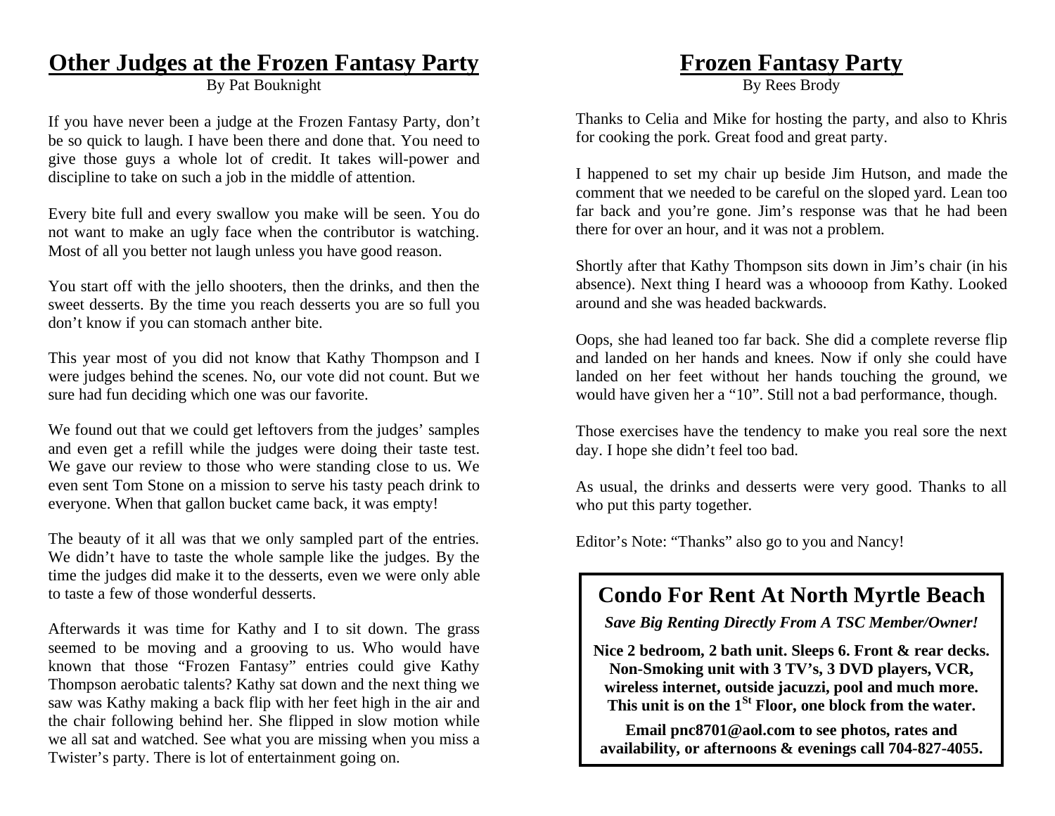## Other Judges at the Frozen Fantasy Party

By Pat Bouknight

If you have never been a judge at the Frozen Fantasy Party, don't be so quick to laugh. I have been there and done that. You need to give those guys a whole lot of credit. It takes will-power and discipline to take on such a job in the middle of attention.

Every bite full and every swallow you make will be seen. You do not want to make an ugly face when the contributor is watching. Most of all you better not laugh unless you have good reason.

You start off with the jello shooters, then the drinks, and then the sweet desserts. By the time you reach desserts you are so full you don't know if you can stomach anther bite.

This year most of you did not know that Kathy Thompson and I were judges behind the scenes. No, our vote did not count. But we sure had fun deciding which one was our favorite.

We found out that we could get leftovers from the judges' samples and even get a refill while the judges were doing their taste test. We gave our review to those who were standing close to us. We even sent Tom Stone on a mission to serve his tasty peach drink to everyone. When that gallon bucket came back, it was empty!

The beauty of it all was that we only sampled part of the entries. We didn't have to taste the whole sample like the judges. By the time the judges did make it to the desserts, even we were only able to taste a few of those wonderful desserts.

Afterwards it was time for Kathy and I to sit down. The grass seemed to be moving and a grooving to us. Who would have known that those "Frozen Fantasy" entries could give Kathy Thompson aerobatic talents? Kathy sat down and the next thing we saw was Kathy making a back flip with her feet high in the air and the chair following behind her. She flipped in slow motion while we all sat and watched. See what you are missing when you miss a Twister's party. There is lot of entertainment going on.

## Frozen Fantasy Party

By Rees Brody

Thanks to Celia and Mike for hosting the party, and also to Khris for cooking the pork. Great food and great party.

I happened to set my chair up beside Jim Hutson, and made the comment that we needed to be careful on the sloped yard. Lean too far back and you're gone. Jim's response was that he had been there for over an hour, and it was not a problem.

Shortly after that Kathy Thompson sits down in Jim's chair (in his absence). Next thing I heard was a whoooop from Kathy. Looked around and she was headed backwards.

Oops, she had leaned too far back. She did a complete reverse flip and landed on her hands and knees. Now if only she could have landed on her feet without her hands touching the ground, we would have given her a "10". Still not a bad performance, though.

Those exercises have the tendency to make you real sore the next day. I hope she didn't feel too bad.

As usual, the drinks and desserts were very good. Thanks to all who put this party together.

Editor's Note: "Thanks" also go to you and Nancy!

## Condo For Rent At North Myrtle Beach

***Save Big Renting Directly From A TSC Member/Owner!***

**Nice 2 bedroom, 2 bath unit. Sleeps 6. Front & rear decks. Non-Smoking unit with 3 TV's, 3 DVD players, VCR, wireless internet, outside jacuzzi, pool and much more. This unit is on the 1st Floor, one block from the water.**

**Email pnc8701@aol.com to see photos, rates and availability, or afternoons & evenings call 704-827-4055.**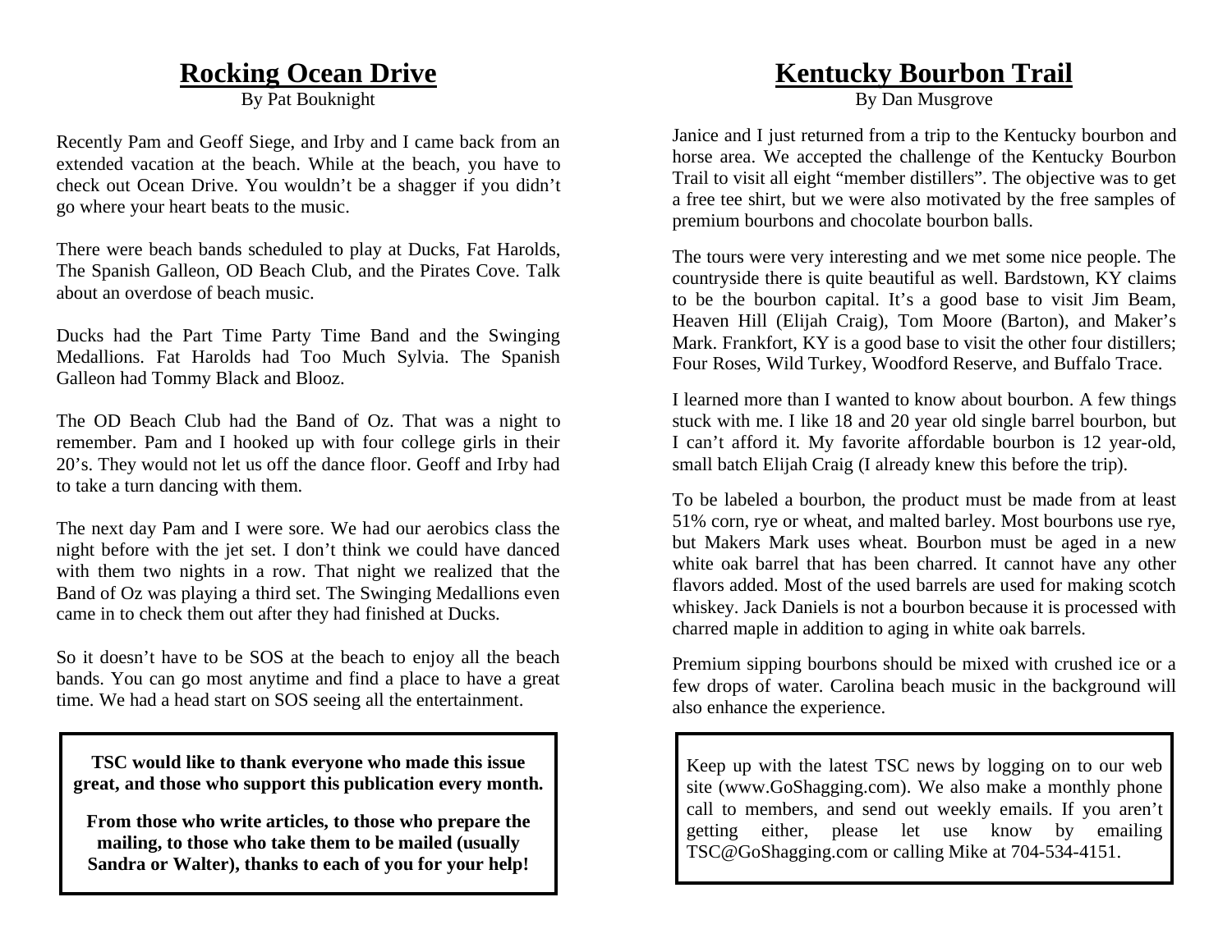# Rocking Ocean Drive

By Pat Bouknight

Recently Pam and Geoff Siege, and Irby and I came back from an extended vacation at the beach. While at the beach, you have to check out Ocean Drive. You wouldn't be a shagger if you didn't go where your heart beats to the music.

There were beach bands scheduled to play at Ducks, Fat Harolds, The Spanish Galleon, OD Beach Club, and the Pirates Cove. Talk about an overdose of beach music.

Ducks had the Part Time Party Time Band and the Swinging Medallions. Fat Harolds had Too Much Sylvia. The Spanish Galleon had Tommy Black and Blooz.

The OD Beach Club had the Band of Oz. That was a night to remember. Pam and I hooked up with four college girls in their 20's. They would not let us off the dance floor. Geoff and Irby had to take a turn dancing with them.

The next day Pam and I were sore. We had our aerobics class the night before with the jet set. I don't think we could have danced with them two nights in a row. That night we realized that the Band of Oz was playing a third set. The Swinging Medallions even came in to check them out after they had finished at Ducks.

So it doesn't have to be SOS at the beach to enjoy all the beach bands. You can go most anytime and find a place to have a great time. We had a head start on SOS seeing all the entertainment.

**TSC would like to thank everyone who made this issue great, and those who support this publication every month.**

**From those who write articles, to those who prepare the mailing, to those who take them to be mailed (usually Sandra or Walter), thanks to each of you for your help!**

# Kentucky Bourbon Trail

By Dan Musgrove

Janice and I just returned from a trip to the Kentucky bourbon and horse area. We accepted the challenge of the Kentucky Bourbon Trail to visit all eight "member distillers". The objective was to get a free tee shirt, but we were also motivated by the free samples of premium bourbons and chocolate bourbon balls.

The tours were very interesting and we met some nice people. The countryside there is quite beautiful as well. Bardstown, KY claims to be the bourbon capital. It's a good base to visit Jim Beam, Heaven Hill (Elijah Craig), Tom Moore (Barton), and Maker's Mark. Frankfort, KY is a good base to visit the other four distillers; Four Roses, Wild Turkey, Woodford Reserve, and Buffalo Trace.

I learned more than I wanted to know about bourbon. A few things stuck with me. I like 18 and 20 year old single barrel bourbon, but I can't afford it. My favorite affordable bourbon is 12 year-old, small batch Elijah Craig (I already knew this before the trip).

To be labeled a bourbon, the product must be made from at least 51% corn, rye or wheat, and malted barley. Most bourbons use rye, but Makers Mark uses wheat. Bourbon must be aged in a new white oak barrel that has been charred. It cannot have any other flavors added. Most of the used barrels are used for making scotch whiskey. Jack Daniels is not a bourbon because it is processed with charred maple in addition to aging in white oak barrels.

Premium sipping bourbons should be mixed with crushed ice or a few drops of water. Carolina beach music in the background will also enhance the experience.

Keep up with the latest TSC news by logging on to our web site (www.GoShagging.com). We also make a monthly phone call to members, and send out weekly emails. If you aren't getting either, please let use know by emailing TSC@GoShagging.com or calling Mike at 704-534-4151.